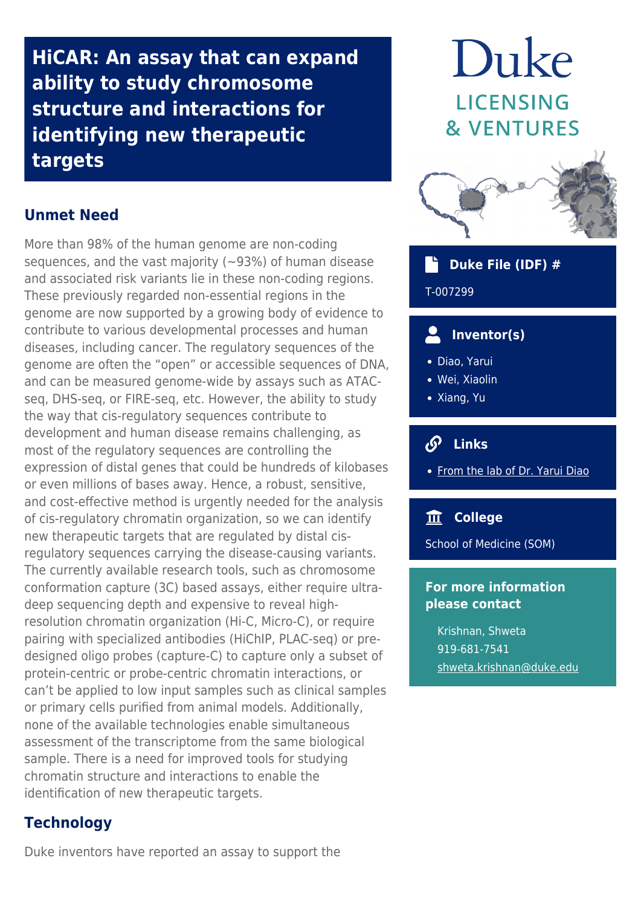# HiCAR: An assay that can expand ability to study chromosome structure and interactions for identifying new therapeutic targets

Duke

LICENSING & VENTURES

## Unmet Need

More than 98% of the human genome are non-coding sequences, and the vast majority (~93%) of human disease and associated risk variants lie in these non-coding regions. These previously regarded non-essential regions in the genome are now supported by a growing body of evidence to contribute to various developmental processes and human diseases, including cancer. The regulatory sequences of the genome are often the "open" or accessible sequences of DNA, and can be measured genome-wide by assays such as ATAC-seq, DHS-seq, or FIRE-seq, etc. However, the ability to study the way that cis-regulatory sequences contribute to development and human disease remains challenging, as most of the regulatory sequences are controlling the expression of distal genes that could be hundreds of kilobases or even millions of bases away. Hence, a robust, sensitive, and cost-effective method is urgently needed for the analysis of cis-regulatory chromatin organization, so we can identify new therapeutic targets that are regulated by distal cis-regulatory sequences carrying the disease-causing variants. The currently available research tools, such as chromosome conformation capture (3C) based assays, either require ultra-deep sequencing depth and expensive to reveal high-resolution chromatin organization (Hi-C, Micro-C), or require pairing with specialized antibodies (HiChIP, PLAC-seq) or pre-designed oligo probes (capture-C) to capture only a subset of protein-centric or probe-centric chromatin interactions, or can't be applied to low input samples such as clinical samples or primary cells purified from animal models. Additionally, none of the available technologies enable simultaneous assessment of the transcriptome from the same biological sample. There is a need for improved tools for studying chromatin structure and interactions to enable the identification of new therapeutic targets.

## Technology

Duke inventors have reported an assay to support the

### Duke File (IDF) #

T-007299

### Inventor(s)

- Diao, Yarui
- Wei, Xiaolin
- Xiang, Yu

### Links

- From the lab of Dr. Yarui Diao

### College

School of Medicine (SOM)

### For more information please contact

Krishnan, Shweta
919-681-7541
shweta.krishnan@duke.edu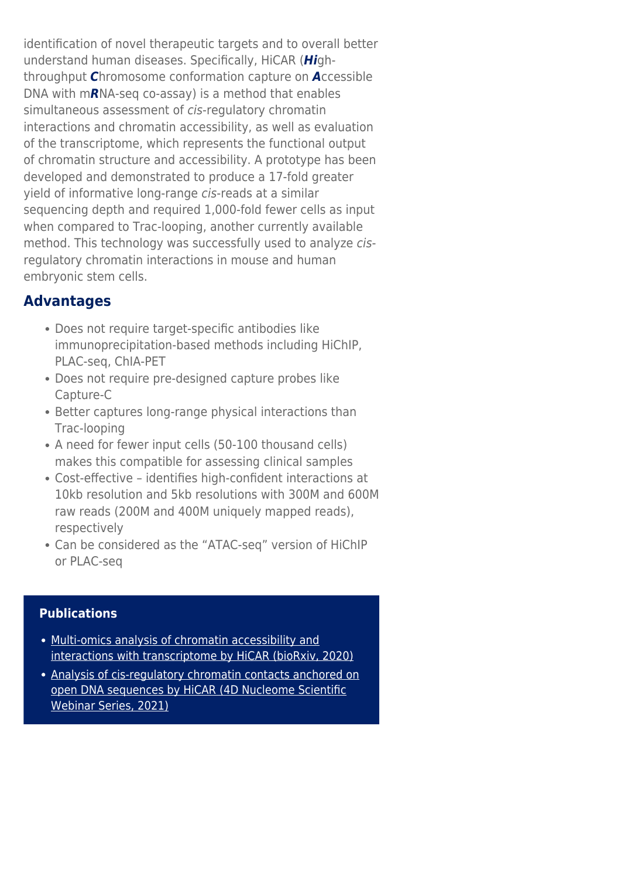identification of novel therapeutic targets and to overall better understand human diseases. Specifically, HiCAR (***Hi***gh-throughput ***C***hromosome conformation capture on ***A***ccessible DNA with m***R***NA-seq co-assay) is a method that enables simultaneous assessment of *cis*-regulatory chromatin interactions and chromatin accessibility, as well as evaluation of the transcriptome, which represents the functional output of chromatin structure and accessibility. A prototype has been developed and demonstrated to produce a 17-fold greater yield of informative long-range *cis*-reads at a similar sequencing depth and required 1,000-fold fewer cells as input when compared to Trac-looping, another currently available method. This technology was successfully used to analyze *cis*-regulatory chromatin interactions in mouse and human embryonic stem cells.

## Advantages

- Does not require target-specific antibodies like immunoprecipitation-based methods including HiChIP, PLAC-seq, ChIA-PET
- Does not require pre-designed capture probes like Capture-C
- Better captures long-range physical interactions than Trac-looping
- A need for fewer input cells (50-100 thousand cells) makes this compatible for assessing clinical samples
- Cost-effective – identifies high-confident interactions at 10kb resolution and 5kb resolutions with 300M and 600M raw reads (200M and 400M uniquely mapped reads), respectively
- Can be considered as the "ATAC-seq" version of HiChIP or PLAC-seq

### Publications

- Multi-omics analysis of chromatin accessibility and interactions with transcriptome by HiCAR (bioRxiv, 2020)
- Analysis of cis-regulatory chromatin contacts anchored on open DNA sequences by HiCAR (4D Nucleome Scientific Webinar Series, 2021)